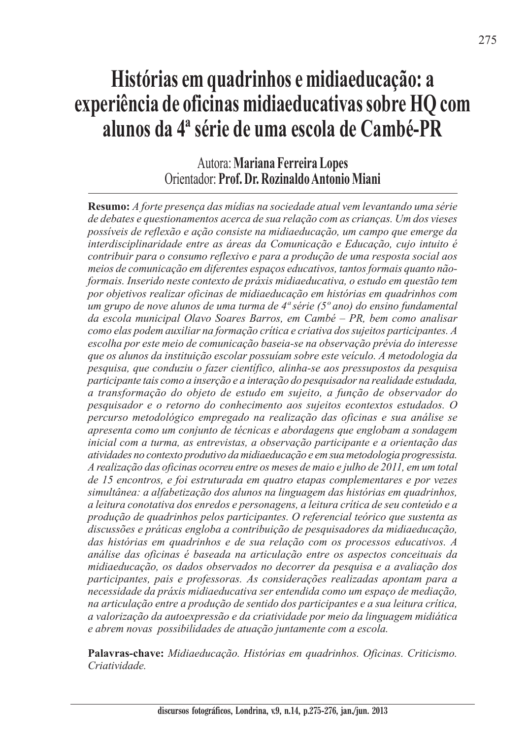# Histórias em quadrinhos e midiaeducação: a experiência de oficinas midiaeducativas sobre HQ com alunos da 4ª série de uma escola de Cambé-PR

Autora: **Mariana Ferreira Lopes**
Orientador: **Prof. Dr. Rozinaldo Antonio Miani**

**Resumo:** *A forte presença das mídias na sociedade atual vem levantando uma série de debates e questionamentos acerca de sua relação com as crianças. Um dos vieses possíveis de reflexão e ação consiste na midiaeducação, um campo que emerge da interdisciplinaridade entre as áreas da Comunicação e Educação, cujo intuito é contribuir para o consumo reflexivo e para a produção de uma resposta social aos meios de comunicação em diferentes espaços educativos, tantos formais quanto não-formais. Inserido neste contexto de práxis midiaeducativa, o estudo em questão tem por objetivos realizar oficinas de midiaeducação em histórias em quadrinhos com um grupo de nove alunos de uma turma de 4ª série (5º ano) do ensino fundamental da escola municipal Olavo Soares Barros, em Cambé – PR, bem como analisar como elas podem auxiliar na formação crítica e criativa dos sujeitos participantes. A escolha por este meio de comunicação baseia-se na observação prévia do interesse que os alunos da instituição escolar possuíam sobre este veículo. A metodologia da pesquisa, que conduziu o fazer científico, alinha-se aos pressupostos da pesquisa participante tais como a inserção e a interação do pesquisador na realidade estudada, a transformação do objeto de estudo em sujeito, a função de observador do pesquisador e o retorno do conhecimento aos sujeitos econtextos estudados. O percurso metodológico empregado na realização das oficinas e sua análise se apresenta como um conjunto de técnicas e abordagens que englobam a sondagem inicial com a turma, as entrevistas, a observação participante e a orientação das atividades no contexto produtivo da midiaeducação e em sua metodologia progressista. A realização das oficinas ocorreu entre os meses de maio e julho de 2011, em um total de 15 encontros, e foi estruturada em quatro etapas complementares e por vezes simultânea: a alfabetização dos alunos na linguagem das histórias em quadrinhos, a leitura conotativa dos enredos e personagens, a leitura crítica de seu conteúdo e a produção de quadrinhos pelos participantes. O referencial teórico que sustenta as discussões e práticas engloba a contribuição de pesquisadores da midiaeducação, das histórias em quadrinhos e de sua relação com os processos educativos. A análise das oficinas é baseada na articulação entre os aspectos conceituais da midiaeducação, os dados observados no decorrer da pesquisa e a avaliação dos participantes, pais e professoras. As considerações realizadas apontam para a necessidade da práxis midiaeducativa ser entendida como um espaço de mediação, na articulação entre a produção de sentido dos participantes e a sua leitura crítica, a valorização da autoexpressão e da criatividade por meio da linguagem midiática e abrem novas possibilidades de atuação juntamente com a escola.*

**Palavras-chave:** *Midiaeducação. Histórias em quadrinhos. Oficinas. Criticismo. Criatividade.*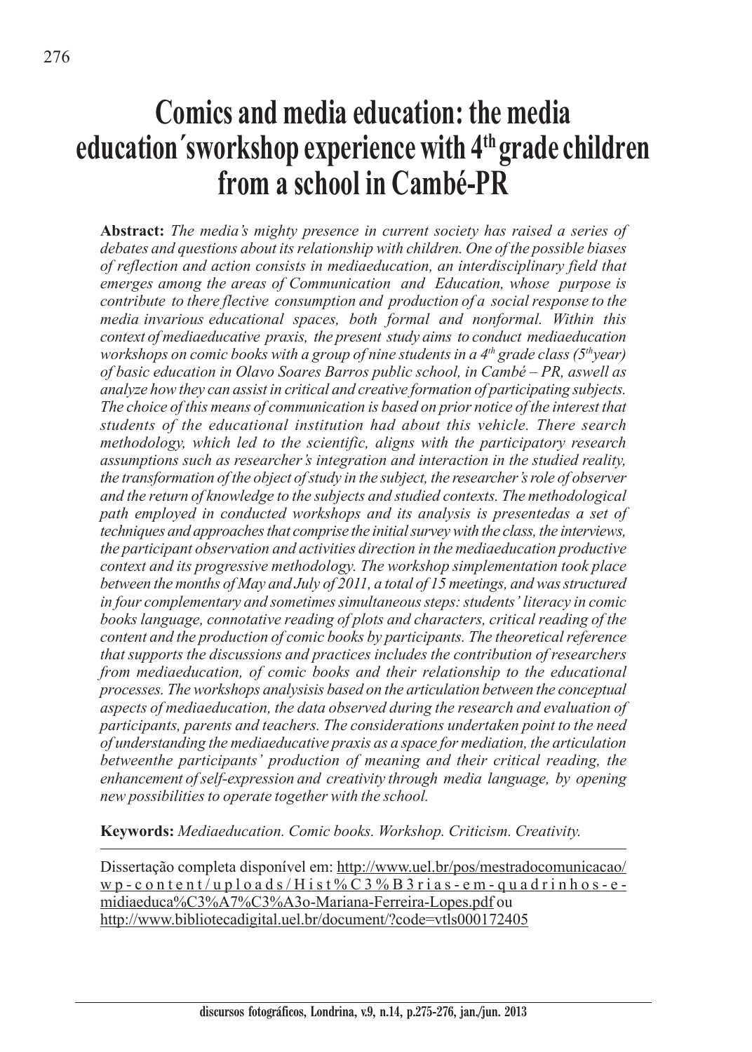# Comics and media education: the media education´sworkshop experience with 4th grade children from a school in Cambé-PR

**Abstract:** *The media's mighty presence in current society has raised a series of debates and questions about its relationship with children. One of the possible biases of reflection and action consists in mediaeducation, an interdisciplinary field that emerges among the areas of Communication and Education, whose purpose is contribute to there flective consumption and production of a social response to the media invarious educational spaces, both formal and nonformal. Within this context of mediaeducative praxis, the present study aims to conduct mediaeducation workshops on comic books with a group of nine students in a 4th grade class (5thyear) of basic education in Olavo Soares Barros public school, in Cambé – PR, aswell as analyze how they can assist in critical and creative formation of participating subjects. The choice of this means of communication is based on prior notice of the interest that students of the educational institution had about this vehicle. There search methodology, which led to the scientific, aligns with the participatory research assumptions such as researcher's integration and interaction in the studied reality, the transformation of the object of study in the subject, the researcher's role of observer and the return of knowledge to the subjects and studied contexts. The methodological path employed in conducted workshops and its analysis is presentedas a set of techniques and approaches that comprise the initial survey with the class, the interviews, the participant observation and activities direction in the mediaeducation productive context and its progressive methodology. The workshop simplementation took place between the months of May and July of 2011, a total of 15 meetings, and was structured in four complementary and sometimes simultaneous steps: students' literacy in comic books language, connotative reading of plots and characters, critical reading of the content and the production of comic books by participants. The theoretical reference that supports the discussions and practices includes the contribution of researchers from mediaeducation, of comic books and their relationship to the educational processes. The workshops analysisis based on the articulation between the conceptual aspects of mediaeducation, the data observed during the research and evaluation of participants, parents and teachers. The considerations undertaken point to the need of understanding the mediaeducative praxis as a space for mediation, the articulation betweenthe participants' production of meaning and their critical reading, the enhancement of self-expression and creativity through media language, by opening new possibilities to operate together with the school.*

**Keywords:** *Mediaeducation. Comic books. Workshop. Criticism. Creativity.*

---

Dissertação completa disponível em: http://www.uel.br/pos/mestradocomunicacao/wp-content/uploads/Hist%C3%B3rias-em-quadrinhos-e-midiaeduca%C3%A7%C3%A3o-Mariana-Ferreira-Lopes.pdf ou http://www.bibliotecadigital.uel.br/document/?code=vtls000172405